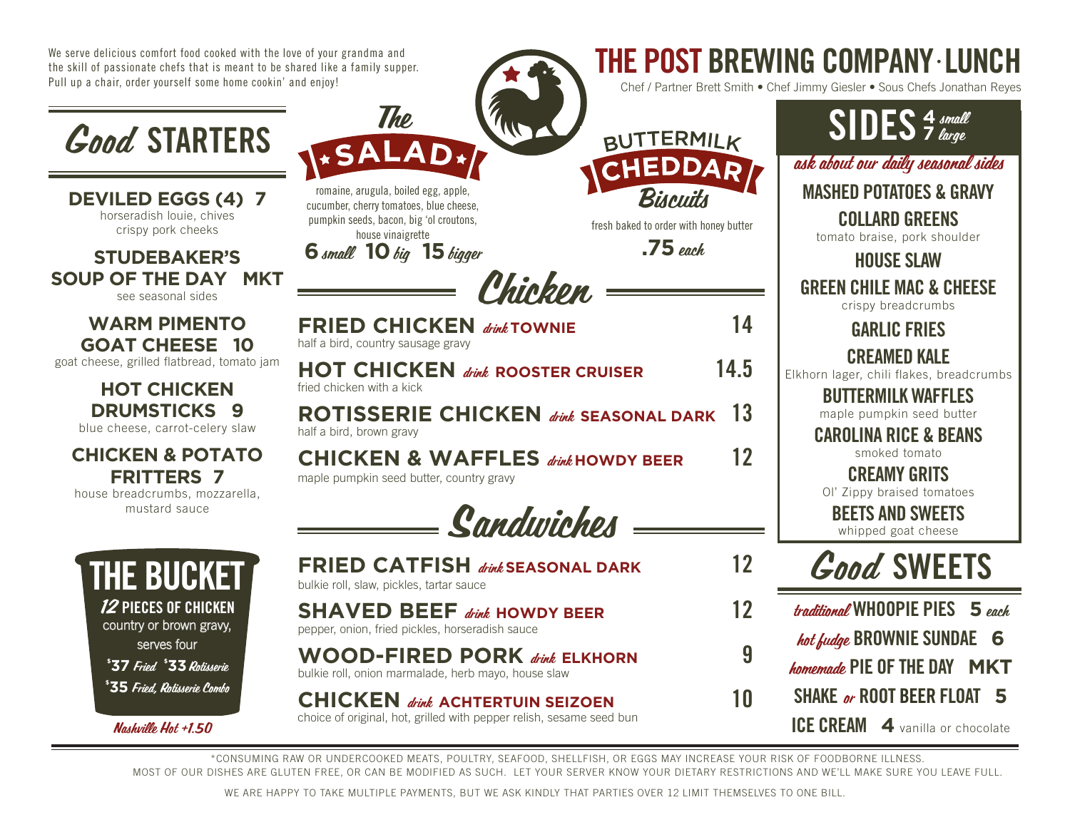We serve delicious comfort food cooked with the love of your grandma and the skill of passionate chefs that is meant to be shared like a family supper. Pull up a chair, order yourself some home cookin' and enjoy!

# THE POST BREWING COMPANY · LUNCH

Chef / Partner Brett Smith • Chef Jimmy Giesler • Sous Chefs Jonathan Reyes

## *Good* STARTERS

**DEVILED EGGS (4) 7**
horseradish louie, chives
crispy pork cheeks

**STUDEBAKER'S SOUP OF THE DAY MKT**
see seasonal sides

**WARM PIMENTO GOAT CHEESE 10**
goat cheese, grilled flatbread, tomato jam

**HOT CHICKEN DRUMSTICKS 9**
blue cheese, carrot-celery slaw

**CHICKEN & POTATO FRITTERS 7**
house breadcrumbs, mozzarella, mustard sauce

## THE BUCKET

***12* PIECES OF CHICKEN**
country or brown gravy,
serves four

$37 *Fried* $33 *Rotisserie*
$35 *Fried, Rotisserie Combo*

*Nashville Hot +1.50*

## *The* SALAD

romaine, arugula, boiled egg, apple, cucumber, cherry tomatoes, blue cheese, pumpkin seeds, bacon, big 'ol croutons, house vinaigrette

**6** *small* **10** *big* **15** *bigger*

## BUTTERMILK CHEDDAR *Biscuits*

fresh baked to order with honey butter

**.75** *each*

## *Chicken*

**FRIED CHICKEN** *drink* **TOWNIE** — **14**
half a bird, country sausage gravy

**HOT CHICKEN** *drink* **ROOSTER CRUISER** — **14.5**
fried chicken with a kick

**ROTISSERIE CHICKEN** *drink* **SEASONAL DARK** — **13**
half a bird, brown gravy

**CHICKEN & WAFFLES** *drink* **HOWDY BEER** — **12**
maple pumpkin seed butter, country gravy

## *Sandwiches*

**FRIED CATFISH** *drink* **SEASONAL DARK** — **12**
bulkie roll, slaw, pickles, tartar sauce

**SHAVED BEEF** *drink* **HOWDY BEER** — **12**
pepper, onion, fried pickles, horseradish sauce

**WOOD-FIRED PORK** *drink* **ELKHORN** — **9**
bulkie roll, onion marmalade, herb mayo, house slaw

**CHICKEN** *drink* **ACHTERTUIN SEIZOEN** — **10**
choice of original, hot, grilled with pepper relish, sesame seed bun

## SIDES 4 *small* 7 *large*

*ask about our daily seasonal sides*

**MASHED POTATOES & GRAVY**

**COLLARD GREENS**
tomato braise, pork shoulder

**HOUSE SLAW**

**GREEN CHILE MAC & CHEESE**
crispy breadcrumbs

**GARLIC FRIES**

**CREAMED KALE**
Elkhorn lager, chili flakes, breadcrumbs

**BUTTERMILK WAFFLES**
maple pumpkin seed butter

**CAROLINA RICE & BEANS**
smoked tomato

**CREAMY GRITS**
Ol' Zippy braised tomatoes

**BEETS AND SWEETS**
whipped goat cheese

## *Good* SWEETS

*traditional* **WHOOPIE PIES 5** *each*

*hot fudge* **BROWNIE SUNDAE 6**

*homemade* **PIE OF THE DAY MKT**

**SHAKE** *or* **ROOT BEER FLOAT 5**

**ICE CREAM 4** vanilla or chocolate

---

*CONSUMING RAW OR UNDERCOOKED MEATS, POULTRY, SEAFOOD, SHELLFISH, OR EGGS MAY INCREASE YOUR RISK OF FOODBORNE ILLNESS.
MOST OF OUR DISHES ARE GLUTEN FREE, OR CAN BE MODIFIED AS SUCH. LET YOUR SERVER KNOW YOUR DIETARY RESTRICTIONS AND WE'LL MAKE SURE YOU LEAVE FULL.

WE ARE HAPPY TO TAKE MULTIPLE PAYMENTS, BUT WE ASK KINDLY THAT PARTIES OVER 12 LIMIT THEMSELVES TO ONE BILL.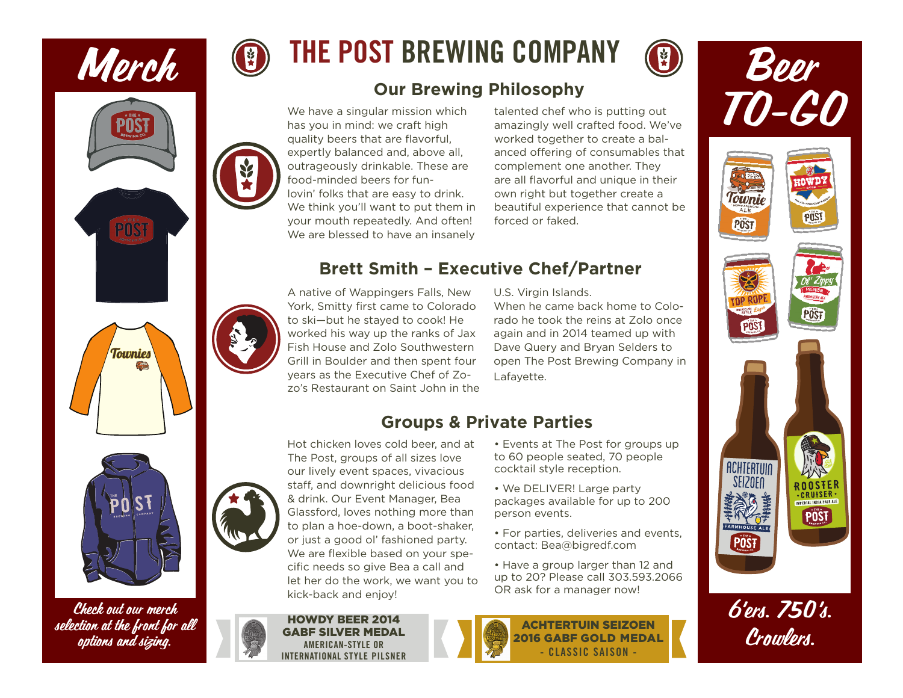# Merch

*Check out our merch selection at the front for all options and sizing.*

# THE POST BREWING COMPANY

## Our Brewing Philosophy

We have a singular mission which has you in mind: we craft high quality beers that are flavorful, expertly balanced and, above all, outrageously drinkable. These are food-minded beers for fun-lovin' folks that are easy to drink. We think you'll want to put them in your mouth repeatedly. And often! We are blessed to have an insanely talented chef who is putting out amazingly well crafted food. We've worked together to create a balanced offering of consumables that complement one another. They are all flavorful and unique in their own right but together create a beautiful experience that cannot be forced or faked.

## Brett Smith – Executive Chef/Partner

A native of Wappingers Falls, New York, Smitty first came to Colorado to ski—but he stayed to cook! He worked his way up the ranks of Jax Fish House and Zolo Southwestern Grill in Boulder and then spent four years as the Executive Chef of Zozo's Restaurant on Saint John in the U.S. Virgin Islands.
When he came back home to Colorado he took the reins at Zolo once again and in 2014 teamed up with Dave Query and Bryan Selders to open The Post Brewing Company in Lafayette.

## Groups & Private Parties

Hot chicken loves cold beer, and at The Post, groups of all sizes love our lively event spaces, vivacious staff, and downright delicious food & drink. Our Event Manager, Bea Glassford, loves nothing more than to plan a hoe-down, a boot-shaker, or just a good ol' fashioned party. We are flexible based on your specific needs so give Bea a call and let her do the work, we want you to kick-back and enjoy!

- Events at The Post for groups up to 60 people seated, 70 people cocktail style reception.
- We DELIVER! Large party packages available for up to 200 person events.
- For parties, deliveries and events, contact: Bea@bigredf.com
- Have a group larger than 12 and up to 20? Please call 303.593.2066 OR ask for a manager now!

**HOWDY BEER 2014 GABF SILVER MEDAL**
AMERICAN-STYLE OR INTERNATIONAL STYLE PILSNER

**ACHTERTUIN SEIZOEN 2016 GABF GOLD MEDAL**
- CLASSIC SAISON -

# Beer TO-GO

*6'ers. 750's. Crowlers.*